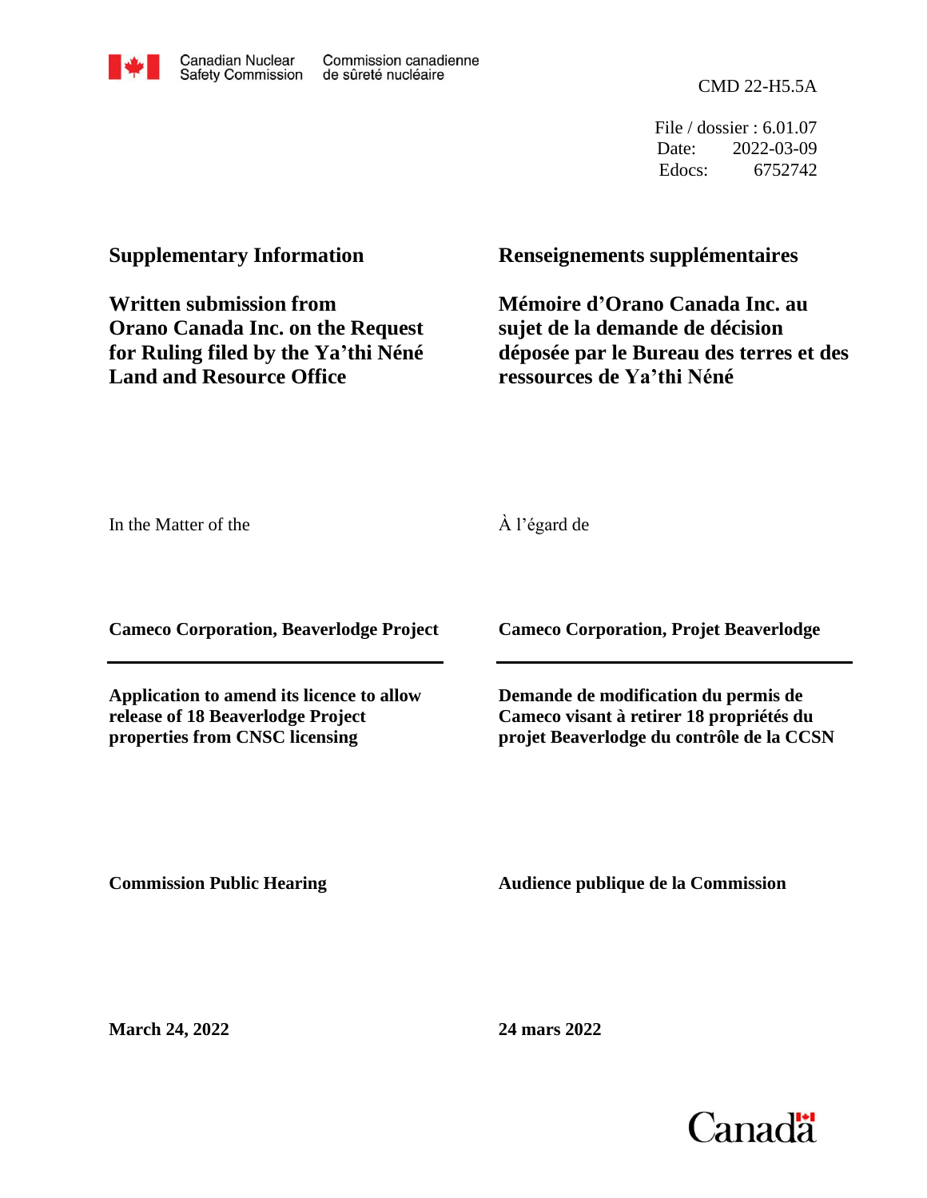Canadian Nuclear Safety Commission — Commission canadienne de sûreté nucléaire

CMD 22-H5.5A

File / dossier : 6.01.07
Date: 2022-03-09
Edocs: 6752742

## Supplementary Information

## Renseignements supplémentaires

## Written submission from Orano Canada Inc. on the Request for Ruling filed by the Ya'thi Néné Land and Resource Office

## Mémoire d'Orano Canada Inc. au sujet de la demande de décision déposée par le Bureau des terres et des ressources de Ya'thi Néné

In the Matter of the

À l'égard de

**Cameco Corporation, Beaverlodge Project**

**Cameco Corporation, Projet Beaverlodge**

---

**Application to amend its licence to allow release of 18 Beaverlodge Project properties from CNSC licensing**

**Demande de modification du permis de Cameco visant à retirer 18 propriétés du projet Beaverlodge du contrôle de la CCSN**

**Commission Public Hearing**

**Audience publique de la Commission**

**March 24, 2022**

**24 mars 2022**

Canada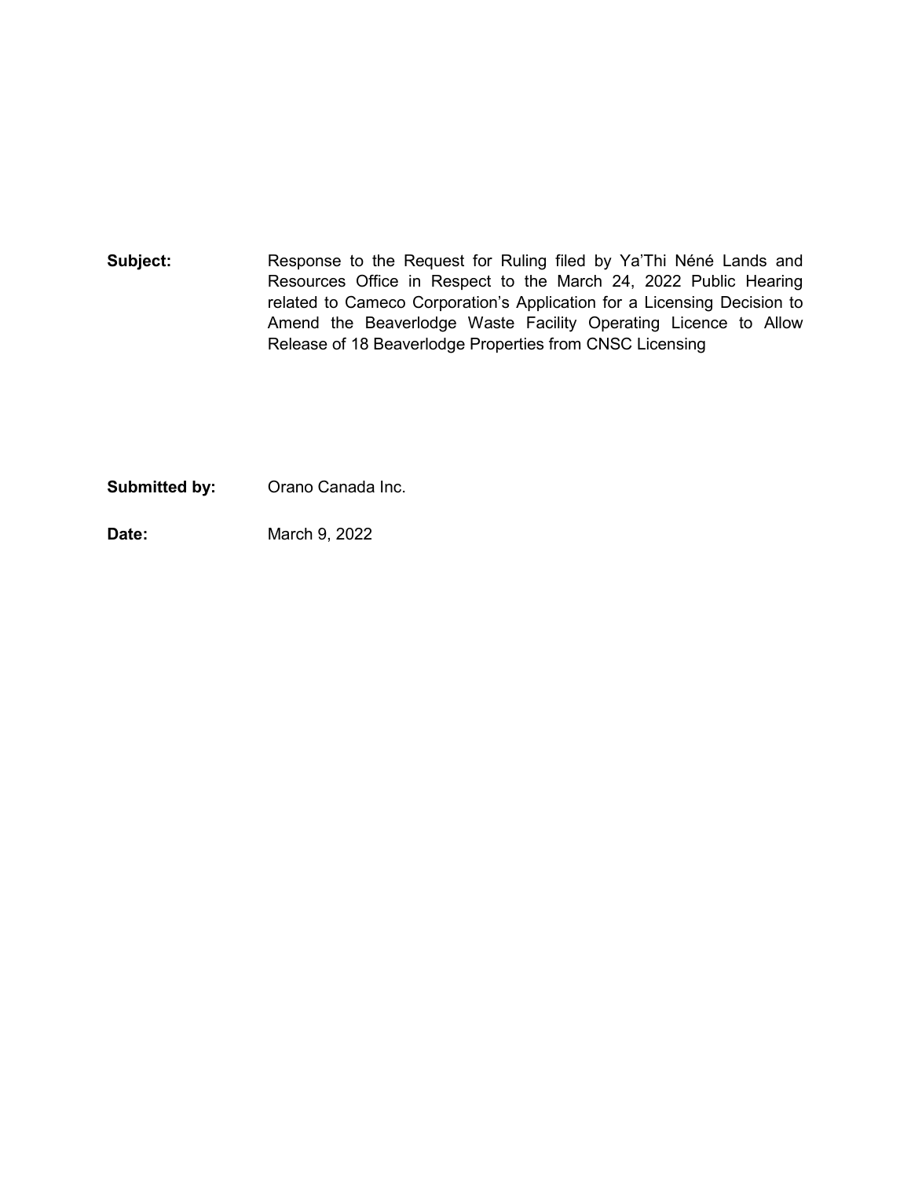**Subject:** Response to the Request for Ruling filed by Ya'Thi Néné Lands and Resources Office in Respect to the March 24, 2022 Public Hearing related to Cameco Corporation's Application for a Licensing Decision to Amend the Beaverlodge Waste Facility Operating Licence to Allow Release of 18 Beaverlodge Properties from CNSC Licensing

**Submitted by:** Orano Canada Inc.

**Date:** March 9, 2022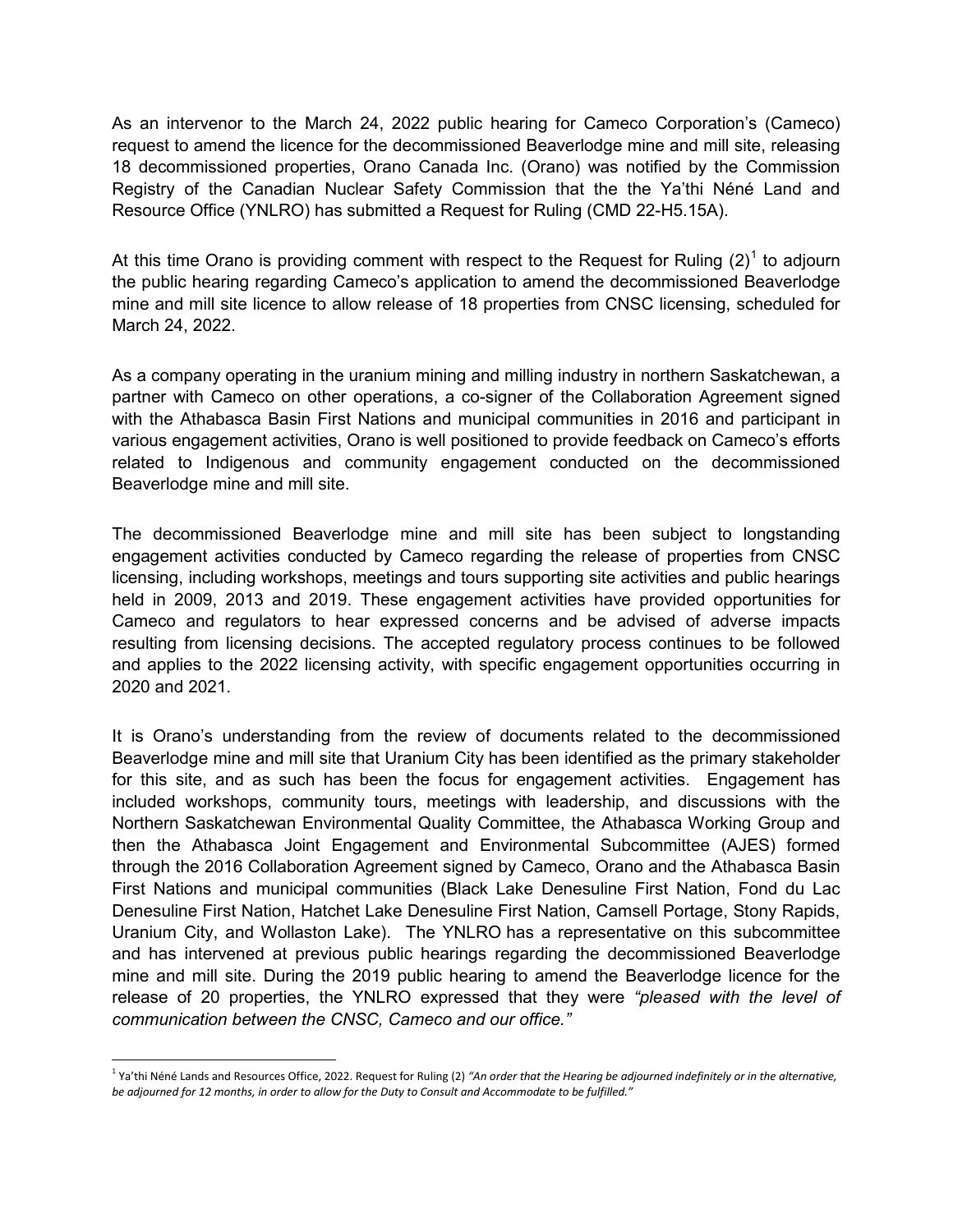As an intervenor to the March 24, 2022 public hearing for Cameco Corporation's (Cameco) request to amend the licence for the decommissioned Beaverlodge mine and mill site, releasing 18 decommissioned properties, Orano Canada Inc. (Orano) was notified by the Commission Registry of the Canadian Nuclear Safety Commission that the the Ya'thi Néné Land and Resource Office (YNLRO) has submitted a Request for Ruling (CMD 22-H5.15A).

At this time Orano is providing comment with respect to the Request for Ruling (2)[1] to adjourn the public hearing regarding Cameco's application to amend the decommissioned Beaverlodge mine and mill site licence to allow release of 18 properties from CNSC licensing, scheduled for March 24, 2022.

As a company operating in the uranium mining and milling industry in northern Saskatchewan, a partner with Cameco on other operations, a co-signer of the Collaboration Agreement signed with the Athabasca Basin First Nations and municipal communities in 2016 and participant in various engagement activities, Orano is well positioned to provide feedback on Cameco's efforts related to Indigenous and community engagement conducted on the decommissioned Beaverlodge mine and mill site.

The decommissioned Beaverlodge mine and mill site has been subject to longstanding engagement activities conducted by Cameco regarding the release of properties from CNSC licensing, including workshops, meetings and tours supporting site activities and public hearings held in 2009, 2013 and 2019. These engagement activities have provided opportunities for Cameco and regulators to hear expressed concerns and be advised of adverse impacts resulting from licensing decisions. The accepted regulatory process continues to be followed and applies to the 2022 licensing activity, with specific engagement opportunities occurring in 2020 and 2021.

It is Orano's understanding from the review of documents related to the decommissioned Beaverlodge mine and mill site that Uranium City has been identified as the primary stakeholder for this site, and as such has been the focus for engagement activities. Engagement has included workshops, community tours, meetings with leadership, and discussions with the Northern Saskatchewan Environmental Quality Committee, the Athabasca Working Group and then the Athabasca Joint Engagement and Environmental Subcommittee (AJES) formed through the 2016 Collaboration Agreement signed by Cameco, Orano and the Athabasca Basin First Nations and municipal communities (Black Lake Denesuline First Nation, Fond du Lac Denesuline First Nation, Hatchet Lake Denesuline First Nation, Camsell Portage, Stony Rapids, Uranium City, and Wollaston Lake). The YNLRO has a representative on this subcommittee and has intervened at previous public hearings regarding the decommissioned Beaverlodge mine and mill site. During the 2019 public hearing to amend the Beaverlodge licence for the release of 20 properties, the YNLRO expressed that they were *"pleased with the level of communication between the CNSC, Cameco and our office."*

---

[1] Ya'thi Néné Lands and Resources Office, 2022. Request for Ruling (2) *"An order that the Hearing be adjourned indefinitely or in the alternative, be adjourned for 12 months, in order to allow for the Duty to Consult and Accommodate to be fulfilled."*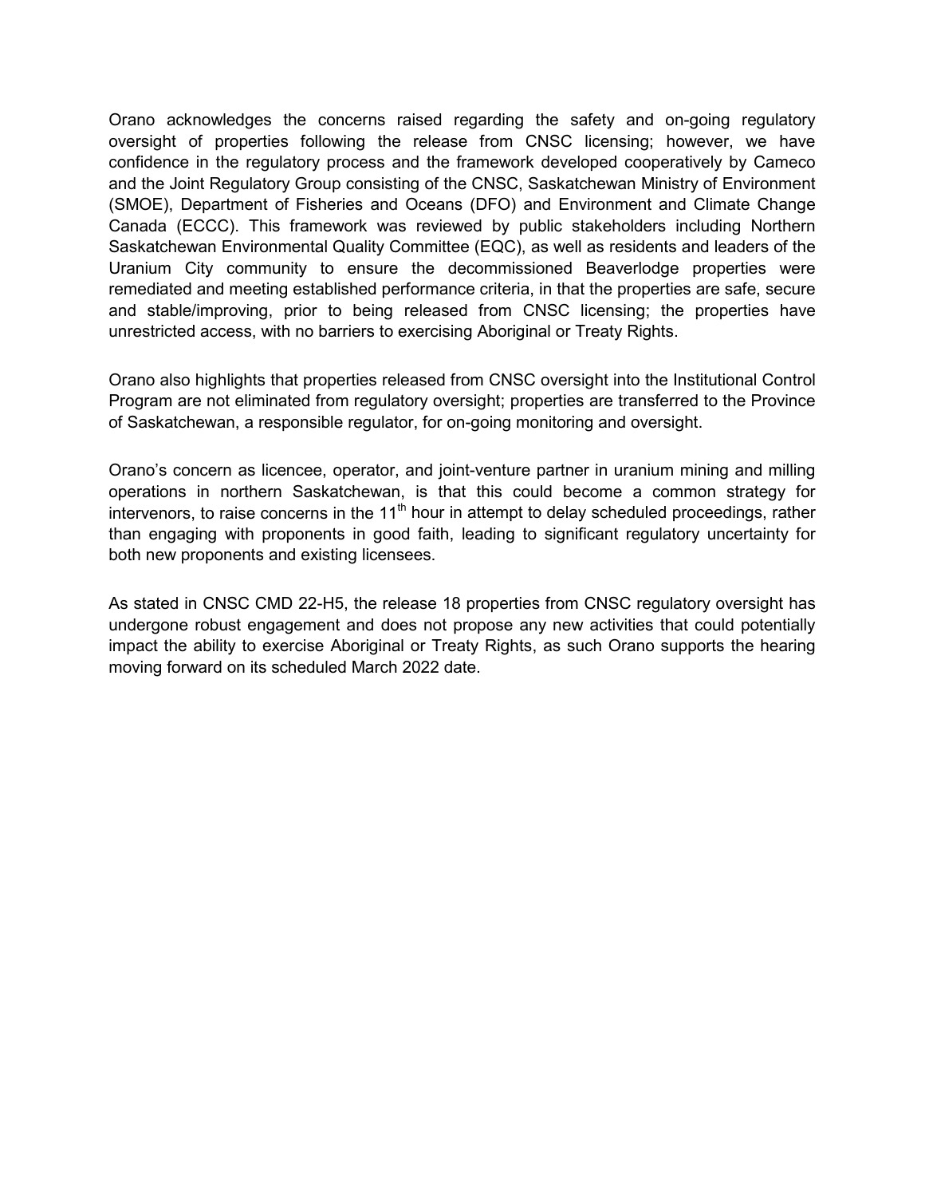Orano acknowledges the concerns raised regarding the safety and on-going regulatory oversight of properties following the release from CNSC licensing; however, we have confidence in the regulatory process and the framework developed cooperatively by Cameco and the Joint Regulatory Group consisting of the CNSC, Saskatchewan Ministry of Environment (SMOE), Department of Fisheries and Oceans (DFO) and Environment and Climate Change Canada (ECCC). This framework was reviewed by public stakeholders including Northern Saskatchewan Environmental Quality Committee (EQC), as well as residents and leaders of the Uranium City community to ensure the decommissioned Beaverlodge properties were remediated and meeting established performance criteria, in that the properties are safe, secure and stable/improving, prior to being released from CNSC licensing; the properties have unrestricted access, with no barriers to exercising Aboriginal or Treaty Rights.

Orano also highlights that properties released from CNSC oversight into the Institutional Control Program are not eliminated from regulatory oversight; properties are transferred to the Province of Saskatchewan, a responsible regulator, for on-going monitoring and oversight.

Orano's concern as licencee, operator, and joint-venture partner in uranium mining and milling operations in northern Saskatchewan, is that this could become a common strategy for intervenors, to raise concerns in the 11th hour in attempt to delay scheduled proceedings, rather than engaging with proponents in good faith, leading to significant regulatory uncertainty for both new proponents and existing licensees.

As stated in CNSC CMD 22-H5, the release 18 properties from CNSC regulatory oversight has undergone robust engagement and does not propose any new activities that could potentially impact the ability to exercise Aboriginal or Treaty Rights, as such Orano supports the hearing moving forward on its scheduled March 2022 date.